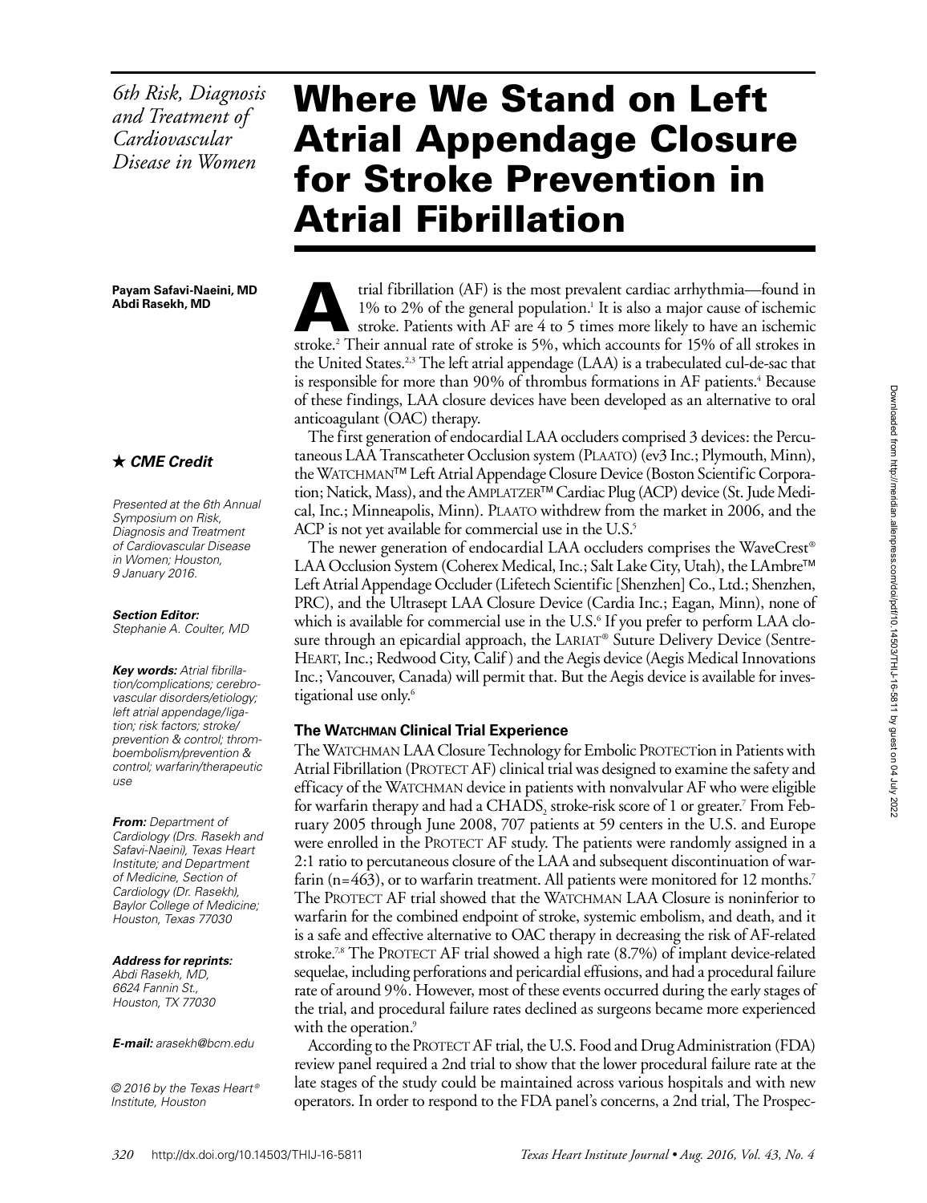*6th Risk, Diagnosis and Treatment of Cardiovascular Disease in Women*

# Where We Stand on Left Atrial Appendage Closure for Stroke Prevention in Atrial Fibrillation

**Payam Safavi-Naeini, MD**
**Abdi Rasekh, MD**

★ ***CME Credit***

*Presented at the 6th Annual Symposium on Risk, Diagnosis and Treatment of Cardiovascular Disease in Women; Houston, 9 January 2016.*

***Section Editor:***
*Stephanie A. Coulter, MD*

***Key words:*** *Atrial fibrillation/complications; cerebrovascular disorders/etiology; left atrial appendage/ligation; risk factors; stroke/prevention & control; thromboembolism/prevention & control; warfarin/therapeutic use*

***From:*** *Department of Cardiology (Drs. Rasekh and Safavi-Naeini), Texas Heart Institute; and Department of Medicine, Section of Cardiology (Dr. Rasekh), Baylor College of Medicine; Houston, Texas 77030*

***Address for reprints:***
*Abdi Rasekh, MD, 6624 Fannin St., Houston, TX 77030*

***E-mail:*** *arasekh@bcm.edu*

*© 2016 by the Texas Heart® Institute, Houston*

Atrial fibrillation (AF) is the most prevalent cardiac arrhythmia—found in 1% to 2% of the general population.[1] It is also a major cause of ischemic stroke. Patients with AF are 4 to 5 times more likely to have an ischemic stroke.[2] Their annual rate of stroke is 5%, which accounts for 15% of all strokes in the United States.[2,3] The left atrial appendage (LAA) is a trabeculated cul-de-sac that is responsible for more than 90% of thrombus formations in AF patients.[4] Because of these findings, LAA closure devices have been developed as an alternative to oral anticoagulant (OAC) therapy.

The first generation of endocardial LAA occluders comprised 3 devices: the Percutaneous LAA Transcatheter Occlusion system (PLAATO) (ev3 Inc.; Plymouth, Minn), the WATCHMAN™ Left Atrial Appendage Closure Device (Boston Scientific Corporation; Natick, Mass), and the AMPLATZER™ Cardiac Plug (ACP) device (St. Jude Medical, Inc.; Minneapolis, Minn). PLAATO withdrew from the market in 2006, and the ACP is not yet available for commercial use in the U.S.[5]

The newer generation of endocardial LAA occluders comprises the WaveCrest® LAA Occlusion System (Coherex Medical, Inc.; Salt Lake City, Utah), the LAmbre™ Left Atrial Appendage Occluder (Lifetech Scientific [Shenzhen] Co., Ltd.; Shenzhen, PRC), and the Ultrasept LAA Closure Device (Cardia Inc.; Eagan, Minn), none of which is available for commercial use in the U.S.[6] If you prefer to perform LAA closure through an epicardial approach, the LARIAT® Suture Delivery Device (SentreHEART, Inc.; Redwood City, Calif ) and the Aegis device (Aegis Medical Innovations Inc.; Vancouver, Canada) will permit that. But the Aegis device is available for investigational use only.[6]

## The WATCHMAN Clinical Trial Experience

The WATCHMAN LAA Closure Technology for Embolic PROTECTion in Patients with Atrial Fibrillation (PROTECT AF) clinical trial was designed to examine the safety and efficacy of the WATCHMAN device in patients with nonvalvular AF who were eligible for warfarin therapy and had a $CHADS_2$ stroke-risk score of 1 or greater.[7] From February 2005 through June 2008, 707 patients at 59 centers in the U.S. and Europe were enrolled in the PROTECT AF study. The patients were randomly assigned in a 2:1 ratio to percutaneous closure of the LAA and subsequent discontinuation of warfarin (n=463), or to warfarin treatment. All patients were monitored for 12 months.[7] The PROTECT AF trial showed that the WATCHMAN LAA Closure is noninferior to warfarin for the combined endpoint of stroke, systemic embolism, and death, and it is a safe and effective alternative to OAC therapy in decreasing the risk of AF-related stroke.[7,8] The PROTECT AF trial showed a high rate (8.7%) of implant device-related sequelae, including perforations and pericardial effusions, and had a procedural failure rate of around 9%. However, most of these events occurred during the early stages of the trial, and procedural failure rates declined as surgeons became more experienced with the operation.[9]

According to the PROTECT AF trial, the U.S. Food and Drug Administration (FDA) review panel required a 2nd trial to show that the lower procedural failure rate at the late stages of the study could be maintained across various hospitals and with new operators. In order to respond to the FDA panel's concerns, a 2nd trial, The Prospec-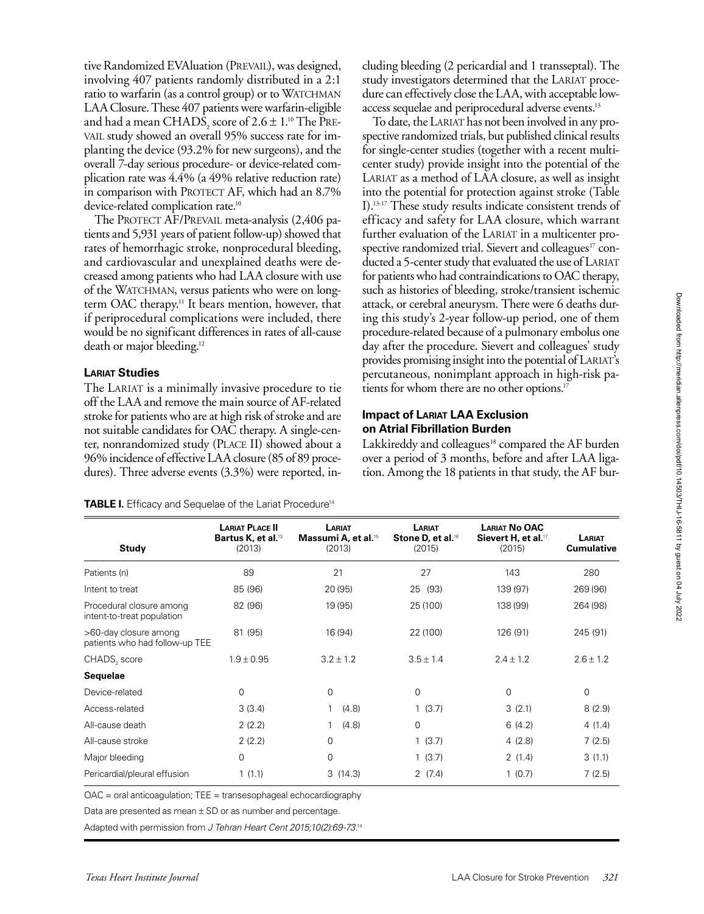tive Randomized EVAluation (PREVAIL), was designed, involving 407 patients randomly distributed in a 2:1 ratio to warfarin (as a control group) or to WATCHMAN LAA Closure. These 407 patients were warfarin-eligible and had a mean $CHADS_2$ score of 2.6 ± 1.[10] The PREVAIL study showed an overall 95% success rate for implanting the device (93.2% for new surgeons), and the overall 7-day serious procedure- or device-related complication rate was 4.4% (a 49% relative reduction rate) in comparison with PROTECT AF, which had an 8.7% device-related complication rate.[10]

The PROTECT AF/PREVAIL meta-analysis (2,406 patients and 5,931 years of patient follow-up) showed that rates of hemorrhagic stroke, nonprocedural bleeding, and cardiovascular and unexplained deaths were decreased among patients who had LAA closure with use of the WATCHMAN, versus patients who were on long-term OAC therapy.[11] It bears mention, however, that if periprocedural complications were included, there would be no significant differences in rates of all-cause death or major bleeding.[12]

### LARIAT Studies

The LARIAT is a minimally invasive procedure to tie off the LAA and remove the main source of AF-related stroke for patients who are at high risk of stroke and are not suitable candidates for OAC therapy. A single-center, nonrandomized study (PLACE II) showed about a 96% incidence of effective LAA closure (85 of 89 procedures). Three adverse events (3.3%) were reported, including bleeding (2 pericardial and 1 transseptal). The study investigators determined that the LARIAT procedure can effectively close the LAA, with acceptable low-access sequelae and periprocedural adverse events.[13]

To date, the LARIAT has not been involved in any prospective randomized trials, but published clinical results for single-center studies (together with a recent multicenter study) provide insight into the potential of the LARIAT as a method of LAA closure, as well as insight into the potential for protection against stroke (Table I).[13-17] These study results indicate consistent trends of efficacy and safety for LAA closure, which warrant further evaluation of the LARIAT in a multicenter prospective randomized trial. Sievert and colleagues[17] conducted a 5-center study that evaluated the use of LARIAT for patients who had contraindications to OAC therapy, such as histories of bleeding, stroke/transient ischemic attack, or cerebral aneurysm. There were 6 deaths during this study's 2-year follow-up period, one of them procedure-related because of a pulmonary embolus one day after the procedure. Sievert and colleagues' study provides promising insight into the potential of LARIAT's percutaneous, nonimplant approach in high-risk patients for whom there are no other options.[17]

### Impact of LARIAT LAA Exclusion on Atrial Fibrillation Burden

Lakkireddy and colleagues[18] compared the AF burden over a period of 3 months, before and after LAA ligation. Among the 18 patients in that study, the AF bur-

**TABLE I.** Efficacy and Sequelae of the Lariat Procedure[14]

| Study | LARIAT PLACE II Bartus K, et al.[13] (2013) | LARIAT Massumi A, et al.[15] (2013) | LARIAT Stone D, et al.[16] (2015) | LARIAT No OAC Sievert H, et al.[17] (2015) | LARIAT Cumulative |
|---|---|---|---|---|---|
| Patients (n) | 89 | 21 | 27 | 143 | 280 |
| Intent to treat | 85 (96) | 20 (95) | 25 (93) | 139 (97) | 269 (96) |
| Procedural closure among intent-to-treat population | 82 (96) | 19 (95) | 25 (100) | 138 (99) | 264 (98) |
| >60-day closure among patients who had follow-up TEE | 81 (95) | 16 (94) | 22 (100) | 126 (91) | 245 (91) |
| $CHADS_2$ score | 1.9 ± 0.95 | 3.2 ± 1.2 | 3.5 ± 1.4 | 2.4 ± 1.2 | 2.6 ± 1.2 |
| **Sequelae** | | | | | |
| Device-related | 0 | 0 | 0 | 0 | 0 |
| Access-related | 3 (3.4) | 1 (4.8) | 1 (3.7) | 3 (2.1) | 8 (2.9) |
| All-cause death | 2 (2.2) | 1 (4.8) | 0 | 6 (4.2) | 4 (1.4) |
| All-cause stroke | 2 (2.2) | 0 | 1 (3.7) | 4 (2.8) | 7 (2.5) |
| Major bleeding | 0 | 0 | 1 (3.7) | 2 (1.4) | 3 (1.1) |
| Pericardial/pleural effusion | 1 (1.1) | 3 (14.3) | 2 (7.4) | 1 (0.7) | 7 (2.5) |

OAC = oral anticoagulation; TEE = transesophageal echocardiography

Data are presented as mean ± SD or as number and percentage.

Adapted with permission from *J Tehran Heart Cent 2015;10(2):69-73*.[14]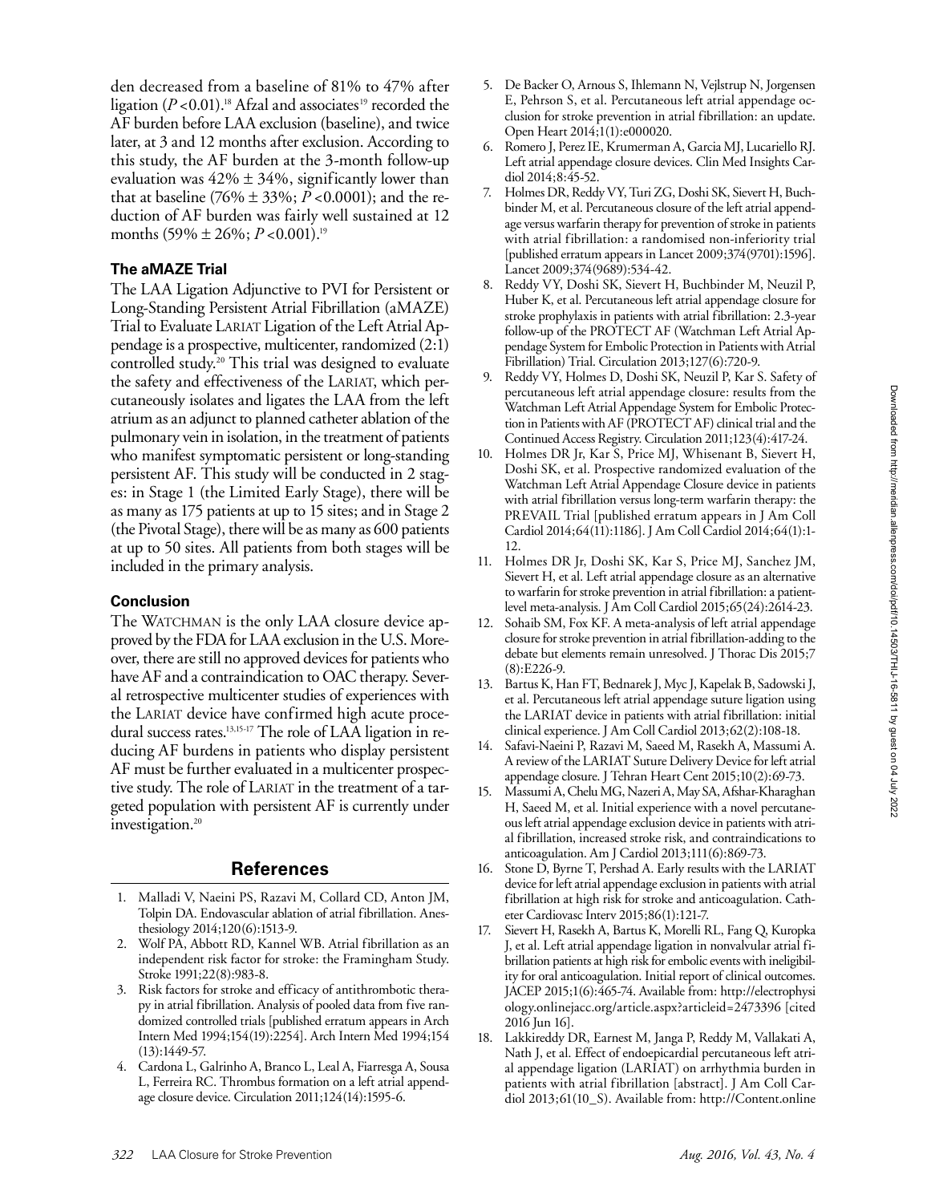den decreased from a baseline of 81% to 47% after ligation ($P<0.01$).[18] Afzal and associates[19] recorded the AF burden before LAA exclusion (baseline), and twice later, at 3 and 12 months after exclusion. According to this study, the AF burden at the 3-month follow-up evaluation was 42% ± 34%, significantly lower than that at baseline (76% ± 33%; $P<0.0001$); and the reduction of AF burden was fairly well sustained at 12 months (59% ± 26%; $P<0.001$).[19]

### The aMAZE Trial

The LAA Ligation Adjunctive to PVI for Persistent or Long-Standing Persistent Atrial Fibrillation (aMAZE) Trial to Evaluate LARIAT Ligation of the Left Atrial Appendage is a prospective, multicenter, randomized (2:1) controlled study.[20] This trial was designed to evaluate the safety and effectiveness of the LARIAT, which percutaneously isolates and ligates the LAA from the left atrium as an adjunct to planned catheter ablation of the pulmonary vein in isolation, in the treatment of patients who manifest symptomatic persistent or long-standing persistent AF. This study will be conducted in 2 stages: in Stage 1 (the Limited Early Stage), there will be as many as 175 patients at up to 15 sites; and in Stage 2 (the Pivotal Stage), there will be as many as 600 patients at up to 50 sites. All patients from both stages will be included in the primary analysis.

### Conclusion

The WATCHMAN is the only LAA closure device approved by the FDA for LAA exclusion in the U.S. Moreover, there are still no approved devices for patients who have AF and a contraindication to OAC therapy. Several retrospective multicenter studies of experiences with the LARIAT device have confirmed high acute procedural success rates.[13,15-17] The role of LAA ligation in reducing AF burdens in patients who display persistent AF must be further evaluated in a multicenter prospective study. The role of LARIAT in the treatment of a targeted population with persistent AF is currently under investigation.[20]

## References

1. Malladi V, Naeini PS, Razavi M, Collard CD, Anton JM, Tolpin DA. Endovascular ablation of atrial fibrillation. Anesthesiology 2014;120(6):1513-9.
2. Wolf PA, Abbott RD, Kannel WB. Atrial fibrillation as an independent risk factor for stroke: the Framingham Study. Stroke 1991;22(8):983-8.
3. Risk factors for stroke and efficacy of antithrombotic therapy in atrial fibrillation. Analysis of pooled data from five randomized controlled trials [published erratum appears in Arch Intern Med 1994;154(19):2254]. Arch Intern Med 1994;154 (13):1449-57.
4. Cardona L, Galrinho A, Branco L, Leal A, Fiarresga A, Sousa L, Ferreira RC. Thrombus formation on a left atrial appendage closure device. Circulation 2011;124(14):1595-6.
5. De Backer O, Arnous S, Ihlemann N, Vejlstrup N, Jorgensen E, Pehrson S, et al. Percutaneous left atrial appendage occlusion for stroke prevention in atrial fibrillation: an update. Open Heart 2014;1(1):e000020.
6. Romero J, Perez IE, Krumerman A, Garcia MJ, Lucariello RJ. Left atrial appendage closure devices. Clin Med Insights Cardiol 2014;8:45-52.
7. Holmes DR, Reddy VY, Turi ZG, Doshi SK, Sievert H, Buchbinder M, et al. Percutaneous closure of the left atrial appendage versus warfarin therapy for prevention of stroke in patients with atrial fibrillation: a randomised non-inferiority trial [published erratum appears in Lancet 2009;374(9701):1596]. Lancet 2009;374(9689):534-42.
8. Reddy VY, Doshi SK, Sievert H, Buchbinder M, Neuzil P, Huber K, et al. Percutaneous left atrial appendage closure for stroke prophylaxis in patients with atrial fibrillation: 2.3-year follow-up of the PROTECT AF (Watchman Left Atrial Appendage System for Embolic Protection in Patients with Atrial Fibrillation) Trial. Circulation 2013;127(6):720-9.
9. Reddy VY, Holmes D, Doshi SK, Neuzil P, Kar S. Safety of percutaneous left atrial appendage closure: results from the Watchman Left Atrial Appendage System for Embolic Protection in Patients with AF (PROTECT AF) clinical trial and the Continued Access Registry. Circulation 2011;123(4):417-24.
10. Holmes DR Jr, Kar S, Price MJ, Whisenant B, Sievert H, Doshi SK, et al. Prospective randomized evaluation of the Watchman Left Atrial Appendage Closure device in patients with atrial fibrillation versus long-term warfarin therapy: the PREVAIL Trial [published erratum appears in J Am Coll Cardiol 2014;64(11):1186]. J Am Coll Cardiol 2014;64(1):1-12.
11. Holmes DR Jr, Doshi SK, Kar S, Price MJ, Sanchez JM, Sievert H, et al. Left atrial appendage closure as an alternative to warfarin for stroke prevention in atrial fibrillation: a patient-level meta-analysis. J Am Coll Cardiol 2015;65(24):2614-23.
12. Sohaib SM, Fox KF. A meta-analysis of left atrial appendage closure for stroke prevention in atrial fibrillation-adding to the debate but elements remain unresolved. J Thorac Dis 2015;7 (8):E226-9.
13. Bartus K, Han FT, Bednarek J, Myc J, Kapelak B, Sadowski J, et al. Percutaneous left atrial appendage suture ligation using the LARIAT device in patients with atrial fibrillation: initial clinical experience. J Am Coll Cardiol 2013;62(2):108-18.
14. Safavi-Naeini P, Razavi M, Saeed M, Rasekh A, Massumi A. A review of the LARIAT Suture Delivery Device for left atrial appendage closure. J Tehran Heart Cent 2015;10(2):69-73.
15. Massumi A, Chelu MG, Nazeri A, May SA, Afshar-Kharaghan H, Saeed M, et al. Initial experience with a novel percutaneous left atrial appendage exclusion device in patients with atrial fibrillation, increased stroke risk, and contraindications to anticoagulation. Am J Cardiol 2013;111(6):869-73.
16. Stone D, Byrne T, Pershad A. Early results with the LARIAT device for left atrial appendage exclusion in patients with atrial fibrillation at high risk for stroke and anticoagulation. Catheter Cardiovasc Interv 2015;86(1):121-7.
17. Sievert H, Rasekh A, Bartus K, Morelli RL, Fang Q, Kuropka J, et al. Left atrial appendage ligation in nonvalvular atrial fibrillation patients at high risk for embolic events with ineligibility for oral anticoagulation. Initial report of clinical outcomes. JACEP 2015;1(6):465-74. Available from: http://electrophysiology.onlinejacc.org/article.aspx?articleid=2473396 [cited 2016 Jun 16].
18. Lakkireddy DR, Earnest M, Janga P, Reddy M, Vallakati A, Nath J, et al. Effect of endoepicardial percutaneous left atrial appendage ligation (LARIAT) on arrhythmia burden in patients with atrial fibrillation [abstract]. J Am Coll Cardiol 2013;61(10_S). Available from: http://Content.online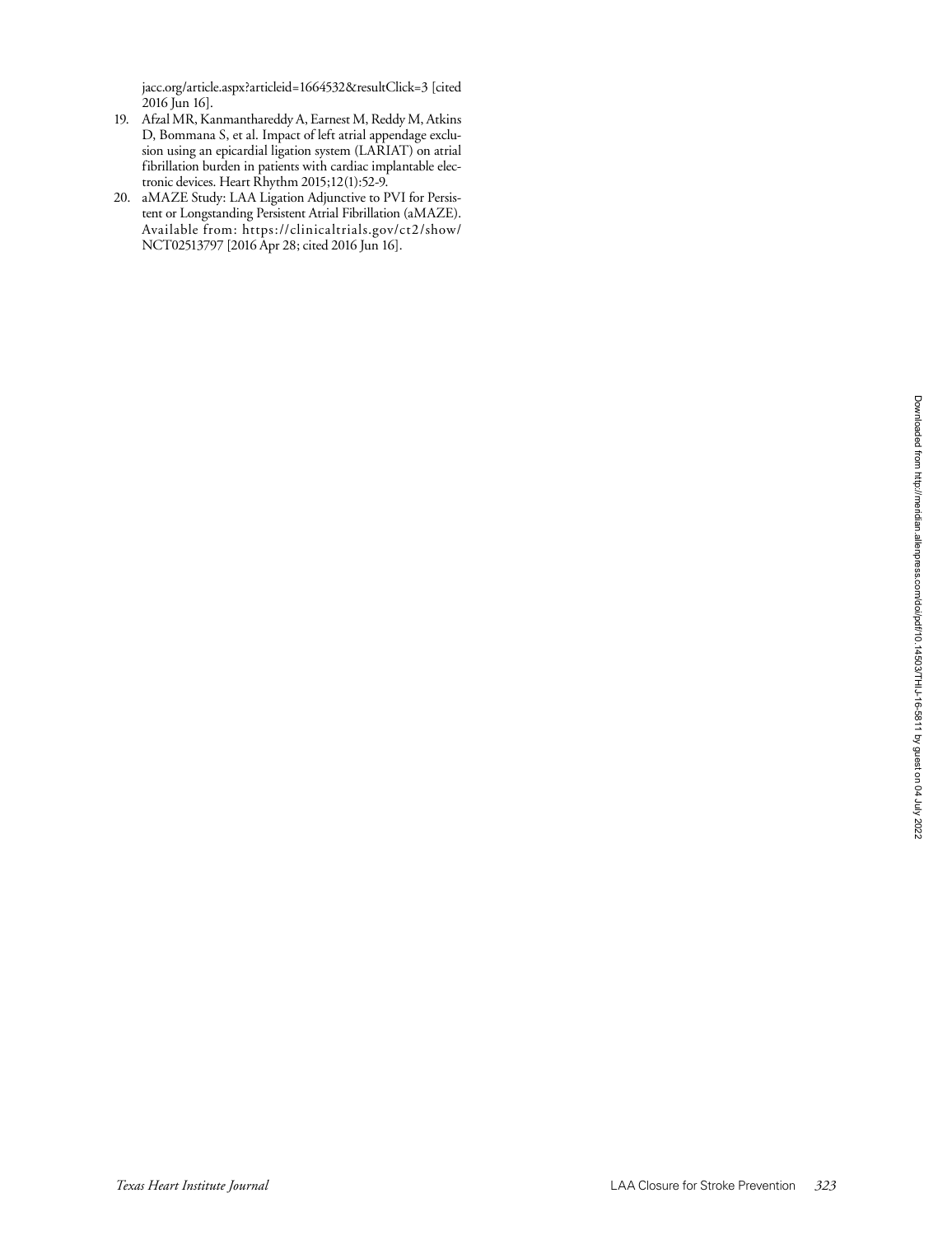jacc.org/article.aspx?articleid=1664532&resultClick=3 [cited 2016 Jun 16].

19. Afzal MR, Kanmanthareddy A, Earnest M, Reddy M, Atkins D, Bommana S, et al. Impact of left atrial appendage exclusion using an epicardial ligation system (LARIAT) on atrial fibrillation burden in patients with cardiac implantable electronic devices. Heart Rhythm 2015;12(1):52-9.
20. aMAZE Study: LAA Ligation Adjunctive to PVI for Persistent or Longstanding Persistent Atrial Fibrillation (aMAZE). Available from: https://clinicaltrials.gov/ct2/show/NCT02513797 [2016 Apr 28; cited 2016 Jun 16].